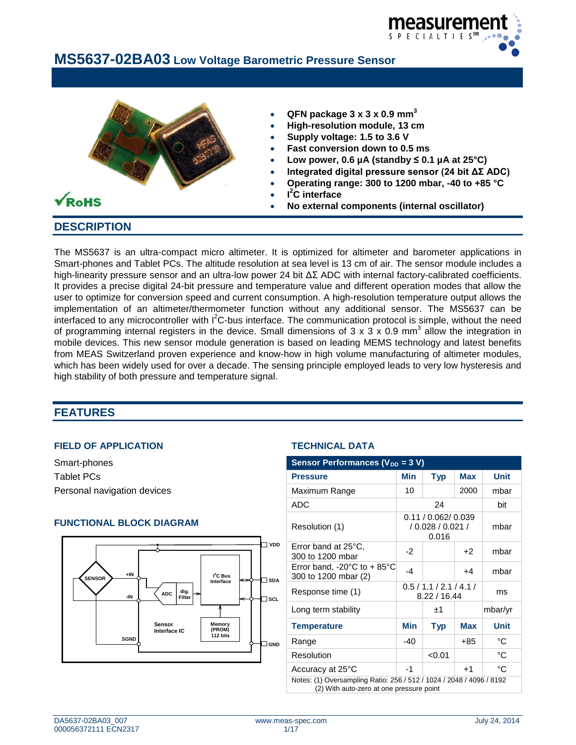# MS5637-02BA03 Low Voltage Barometric Pressure Sensor

- **QFN package 3 x 3 x 0.9 mm³**
- **High-resolution module, 13 cm**
- **Supply voltage: 1.5 to 3.6 V**
- **Fast conversion down to 0.5 ms**
- **Low power, 0.6 µA (standby ≤ 0.1 µA at 25°C)**
- **Integrated digital pressure sensor (24 bit ΔΣ ADC)**
- **Operating range: 300 to 1200 mbar, -40 to +85 °C**
- **I²C interface**
- **No external components (internal oscillator)**

RoHS

## DESCRIPTION

The MS5637 is an ultra-compact micro altimeter. It is optimized for altimeter and barometer applications in Smart-phones and Tablet PCs. The altitude resolution at sea level is 13 cm of air. The sensor module includes a high-linearity pressure sensor and an ultra-low power 24 bit ΔΣ ADC with internal factory-calibrated coefficients. It provides a precise digital 24-bit pressure and temperature value and different operation modes that allow the user to optimize for conversion speed and current consumption. A high-resolution temperature output allows the implementation of an altimeter/thermometer function without any additional sensor. The MS5637 can be interfaced to any microcontroller with I²C-bus interface. The communication protocol is simple, without the need of programming internal registers in the device. Small dimensions of 3 x 3 x 0.9 mm³ allow the integration in mobile devices. This new sensor module generation is based on leading MEMS technology and latest benefits from MEAS Switzerland proven experience and know-how in high volume manufacturing of altimeter modules, which has been widely used for over a decade. The sensing principle employed leads to very low hysteresis and high stability of both pressure and temperature signal.

## FEATURES

### FIELD OF APPLICATION

Smart-phones
Tablet PCs
Personal navigation devices

### FUNCTIONAL BLOCK DIAGRAM

SENSOR, +IN, -IN, ADC, dig. Filter, I²C Bus Interface, Sensor Interface IC, Memory (PROM) 112 bits, SGND, VDD, SDA, SCL, GND

### TECHNICAL DATA

| Sensor Performances ($V_{DD}$ = 3 V) | | | | |
|---|---|---|---|---|
| **Pressure** | **Min** | **Typ** | **Max** | **Unit** |
| Maximum Range | 10 | | 2000 | mbar |
| ADC | | 24 | | bit |
| Resolution (1) | | 0.11 / 0.062/ 0.039 / 0.028 / 0.021 / 0.016 | | mbar |
| Error band at 25°C, 300 to 1200 mbar | -2 | | +2 | mbar |
| Error band, -20°C to + 85°C 300 to 1200 mbar (2) | -4 | | +4 | mbar |
| Response time (1) | | 0.5 / 1.1 / 2.1 / 4.1 / 8.22 / 16.44 | | ms |
| Long term stability | | ±1 | | mbar/yr |
| **Temperature** | **Min** | **Typ** | **Max** | **Unit** |
| Range | -40 | | +85 | °C |
| Resolution | | <0.01 | | °C |
| Accuracy at 25°C | -1 | | +1 | °C |

Notes: (1) Oversampling Ratio: 256 / 512 / 1024 / 2048 / 4096 / 8192
(2) With auto-zero at one pressure point

DA5637-02BA03_007
000056372111 ECN2317
www.meas-spec.com
July 24, 2014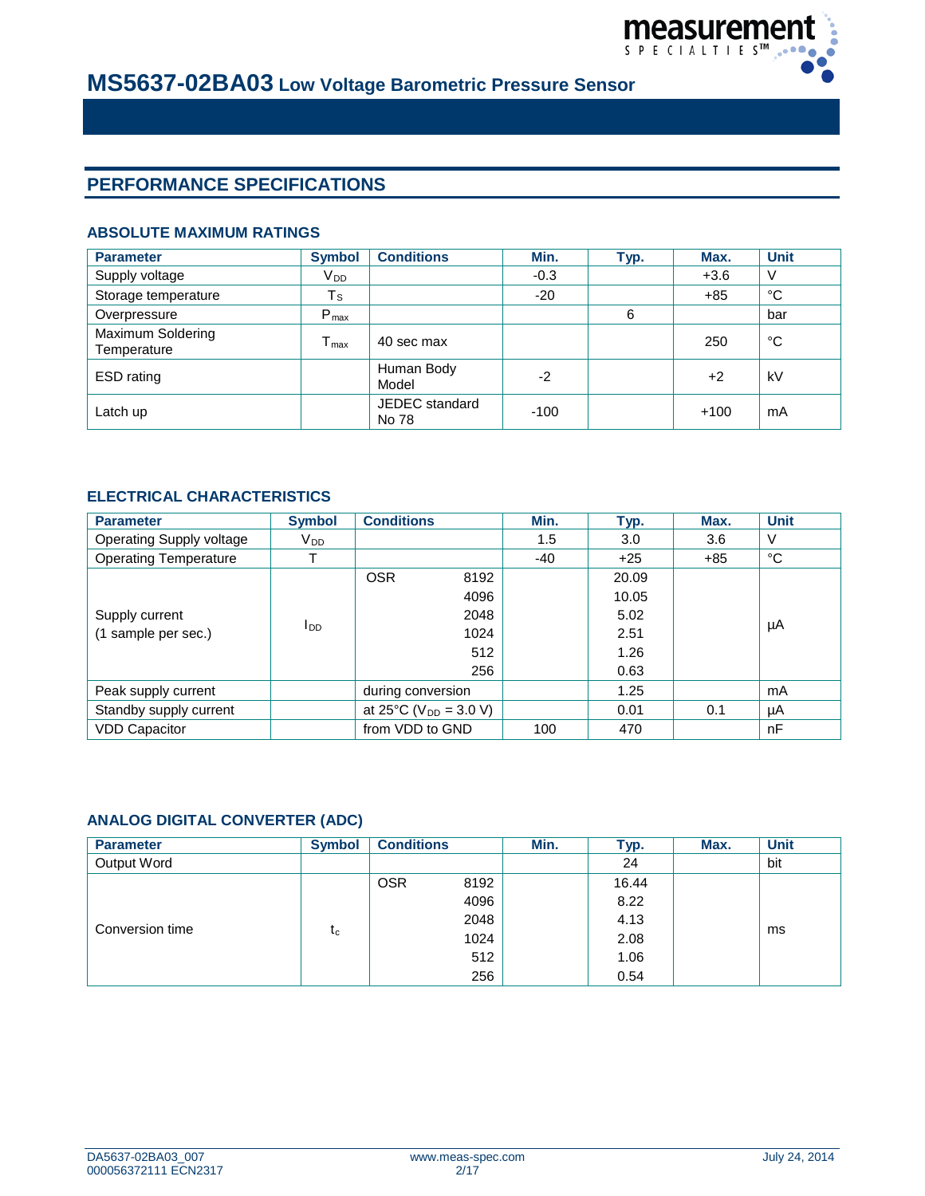## PERFORMANCE SPECIFICATIONS

### ABSOLUTE MAXIMUM RATINGS

| Parameter | Symbol | Conditions | Min. | Typ. | Max. | Unit |
|---|---|---|---|---|---|---|
| Supply voltage | $V_{DD}$ | | -0.3 | | +3.6 | V |
| Storage temperature | $T_S$ | | -20 | | +85 | °C |
| Overpressure | $P_{max}$ | | | 6 | | bar |
| Maximum Soldering Temperature | $T_{max}$ | 40 sec max | | | 250 | °C |
| ESD rating | | Human Body Model | -2 | | +2 | kV |
| Latch up | | JEDEC standard No 78 | -100 | | +100 | mA |

### ELECTRICAL CHARACTERISTICS

| Parameter | Symbol | Conditions | | Min. | Typ. | Max. | Unit |
|---|---|---|---|---|---|---|---|
| Operating Supply voltage | $V_{DD}$ | | | 1.5 | 3.0 | 3.6 | V |
| Operating Temperature | T | | | -40 | +25 | +85 | °C |
| Supply current (1 sample per sec.) | $I_{DD}$ | OSR | 8192 | | 20.09 | | µA |
| | | | 4096 | | 10.05 | | |
| | | | 2048 | | 5.02 | | |
| | | | 1024 | | 2.51 | | |
| | | | 512 | | 1.26 | | |
| | | | 256 | | 0.63 | | |
| Peak supply current | | during conversion | | | 1.25 | | mA |
| Standby supply current | | at 25°C ($V_{DD}$ = 3.0 V) | | | 0.01 | 0.1 | µA |
| VDD Capacitor | | from VDD to GND | | 100 | 470 | | nF |

### ANALOG DIGITAL CONVERTER (ADC)

| Parameter | Symbol | Conditions | | Min. | Typ. | Max. | Unit |
|---|---|---|---|---|---|---|---|
| Output Word | | | | | 24 | | bit |
| Conversion time | $t_c$ | OSR | 8192 | | 16.44 | | ms |
| | | | 4096 | | 8.22 | | |
| | | | 2048 | | 4.13 | | |
| | | | 1024 | | 2.08 | | |
| | | | 512 | | 1.06 | | |
| | | | 256 | | 0.54 | | |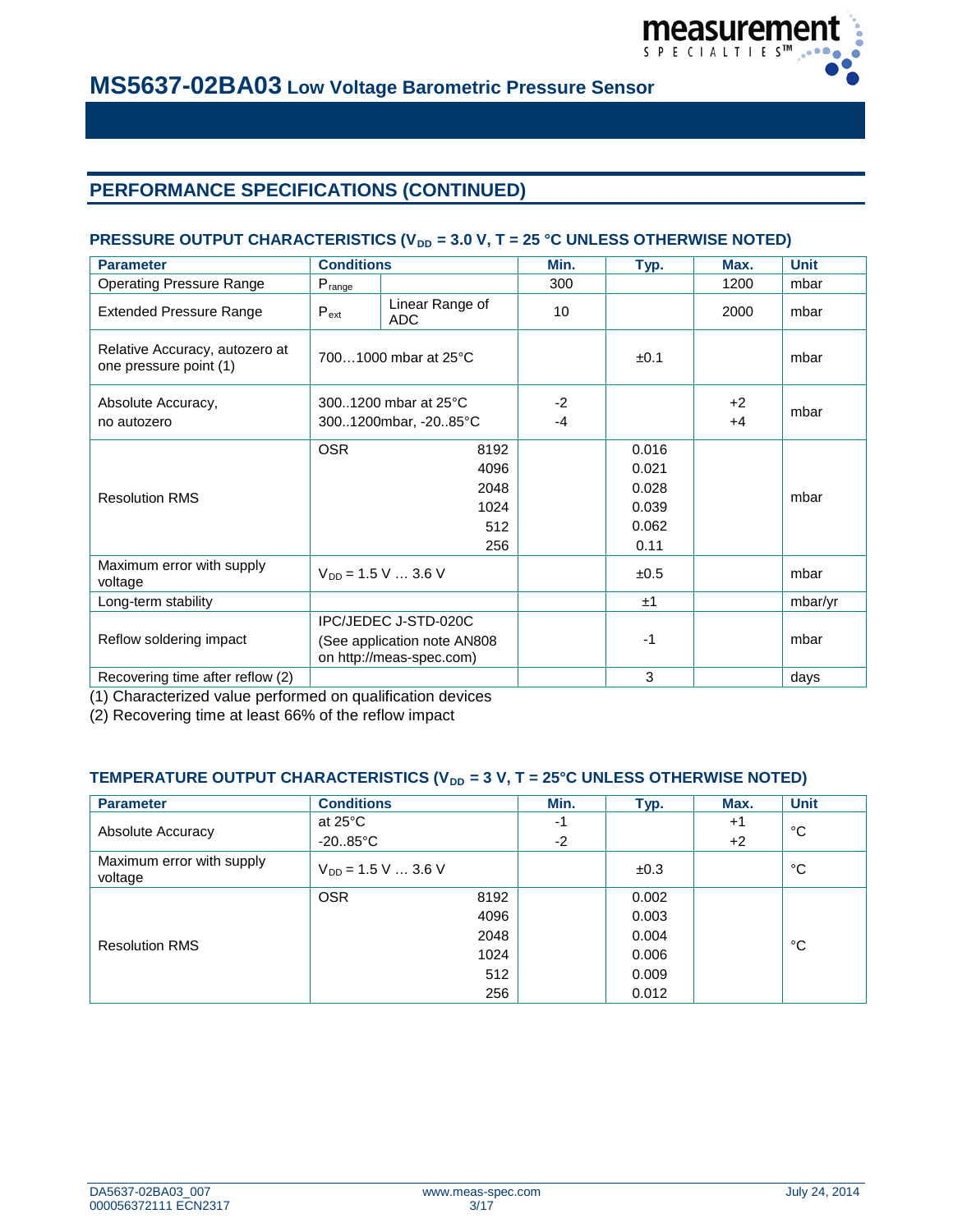## PERFORMANCE SPECIFICATIONS (CONTINUED)

### PRESSURE OUTPUT CHARACTERISTICS ($V_{DD}$ = 3.0 V, T = 25 °C UNLESS OTHERWISE NOTED)

| Parameter | Conditions | | Min. | Typ. | Max. | Unit |
|---|---|---|---|---|---|---|
| Operating Pressure Range | $P_{range}$ | | 300 | | 1200 | mbar |
| Extended Pressure Range | $P_{ext}$ | Linear Range of ADC | 10 | | 2000 | mbar |
| Relative Accuracy, autozero at one pressure point (1) | 700…1000 mbar at 25°C | | | ±0.1 | | mbar |
| Absolute Accuracy, no autozero | 300..1200 mbar at 25°C<br>300..1200mbar, -20..85°C | | -2<br>-4 | | +2<br>+4 | mbar |
| Resolution RMS | OSR | 8192<br>4096<br>2048<br>1024<br>512<br>256 | | 0.016<br>0.021<br>0.028<br>0.039<br>0.062<br>0.11 | | mbar |
| Maximum error with supply voltage | $V_{DD}$ = 1.5 V … 3.6 V | | | ±0.5 | | mbar |
| Long-term stability | | | | ±1 | | mbar/yr |
| Reflow soldering impact | IPC/JEDEC J-STD-020C<br>(See application note AN808 on http://meas-spec.com) | | | -1 | | mbar |
| Recovering time after reflow (2) | | | | 3 | | days |

(1) Characterized value performed on qualification devices

(2) Recovering time at least 66% of the reflow impact

### TEMPERATURE OUTPUT CHARACTERISTICS ($V_{DD}$ = 3 V, T = 25°C UNLESS OTHERWISE NOTED)

| Parameter | Conditions | | Min. | Typ. | Max. | Unit |
|---|---|---|---|---|---|---|
| Absolute Accuracy | at 25°C<br>-20..85°C | | -1<br>-2 | | +1<br>+2 | °C |
| Maximum error with supply voltage | $V_{DD}$ = 1.5 V … 3.6 V | | | ±0.3 | | °C |
| Resolution RMS | OSR | 8192<br>4096<br>2048<br>1024<br>512<br>256 | | 0.002<br>0.003<br>0.004<br>0.006<br>0.009<br>0.012 | | °C |

DA5637-02BA03_007
000056372111 ECN2317

www.meas-spec.com

July 24, 2014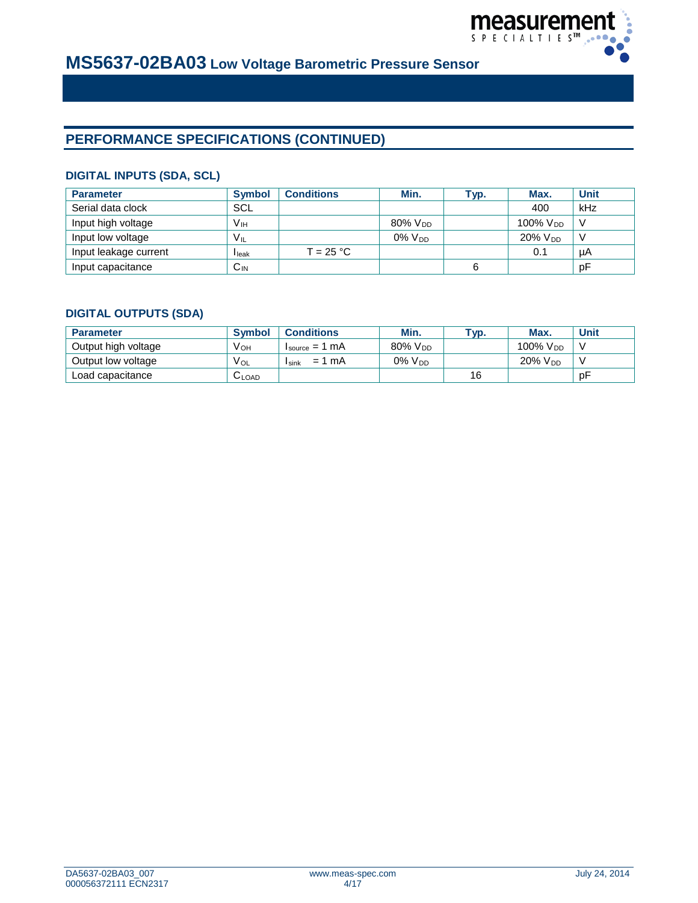## PERFORMANCE SPECIFICATIONS (CONTINUED)

### DIGITAL INPUTS (SDA, SCL)

| Parameter | Symbol | Conditions | Min. | Typ. | Max. | Unit |
|---|---|---|---|---|---|---|
| Serial data clock | SCL | | | | 400 | kHz |
| Input high voltage | $V_{IH}$ | | 80% $V_{DD}$ | | 100% $V_{DD}$ | V |
| Input low voltage | $V_{IL}$ | | 0% $V_{DD}$ | | 20% $V_{DD}$ | V |
| Input leakage current | $I_{leak}$ | T = 25 °C | | | 0.1 | µA |
| Input capacitance | $C_{IN}$ | | | 6 | | pF |

### DIGITAL OUTPUTS (SDA)

| Parameter | Symbol | Conditions | Min. | Typ. | Max. | Unit |
|---|---|---|---|---|---|---|
| Output high voltage | $V_{OH}$ | $I_{source}$ = 1 mA | 80% $V_{DD}$ | | 100% $V_{DD}$ | V |
| Output low voltage | $V_{OL}$ | $I_{sink}$ = 1 mA | 0% $V_{DD}$ | | 20% $V_{DD}$ | V |
| Load capacitance | $C_{LOAD}$ | | | 16 | | pF |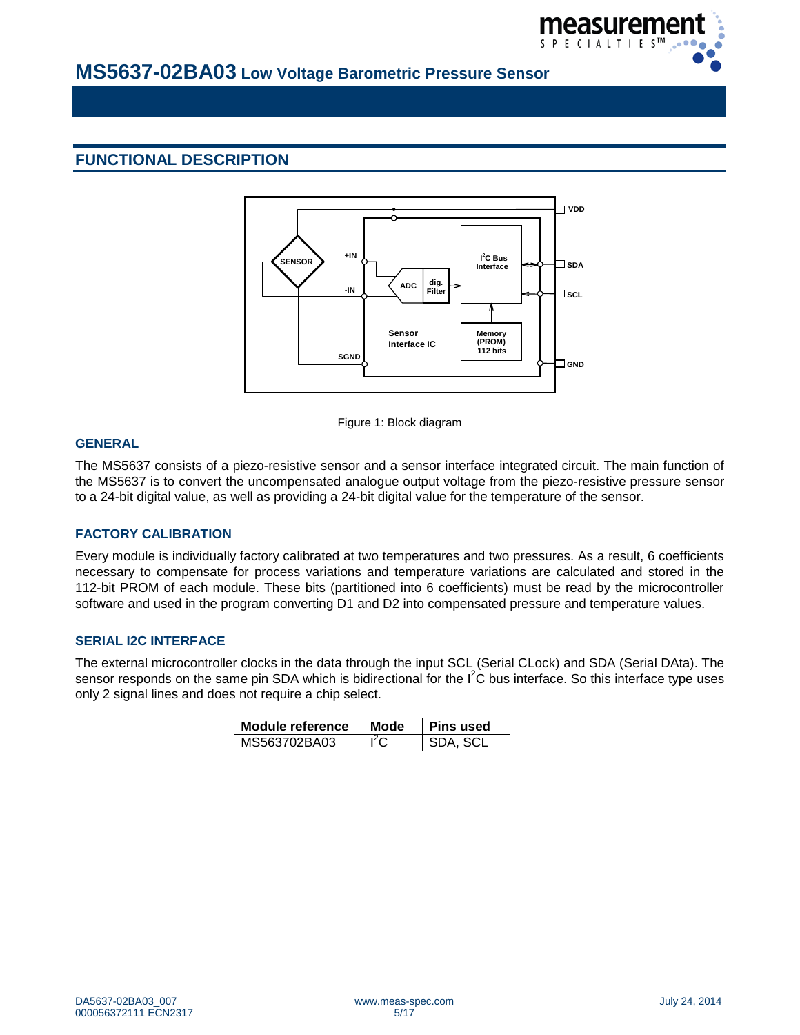## FUNCTIONAL DESCRIPTION

Figure 1: Block diagram

### GENERAL

The MS5637 consists of a piezo-resistive sensor and a sensor interface integrated circuit. The main function of the MS5637 is to convert the uncompensated analogue output voltage from the piezo-resistive pressure sensor to a 24-bit digital value, as well as providing a 24-bit digital value for the temperature of the sensor.

### FACTORY CALIBRATION

Every module is individually factory calibrated at two temperatures and two pressures. As a result, 6 coefficients necessary to compensate for process variations and temperature variations are calculated and stored in the 112-bit PROM of each module. These bits (partitioned into 6 coefficients) must be read by the microcontroller software and used in the program converting D1 and D2 into compensated pressure and temperature values.

### SERIAL I2C INTERFACE

The external microcontroller clocks in the data through the input SCL (Serial CLock) and SDA (Serial DAta). The sensor responds on the same pin SDA which is bidirectional for the $I^2C$ bus interface. So this interface type uses only 2 signal lines and does not require a chip select.

| Module reference | Mode | Pins used |
|---|---|---|
| MS563702BA03 | $I^2C$ | SDA, SCL |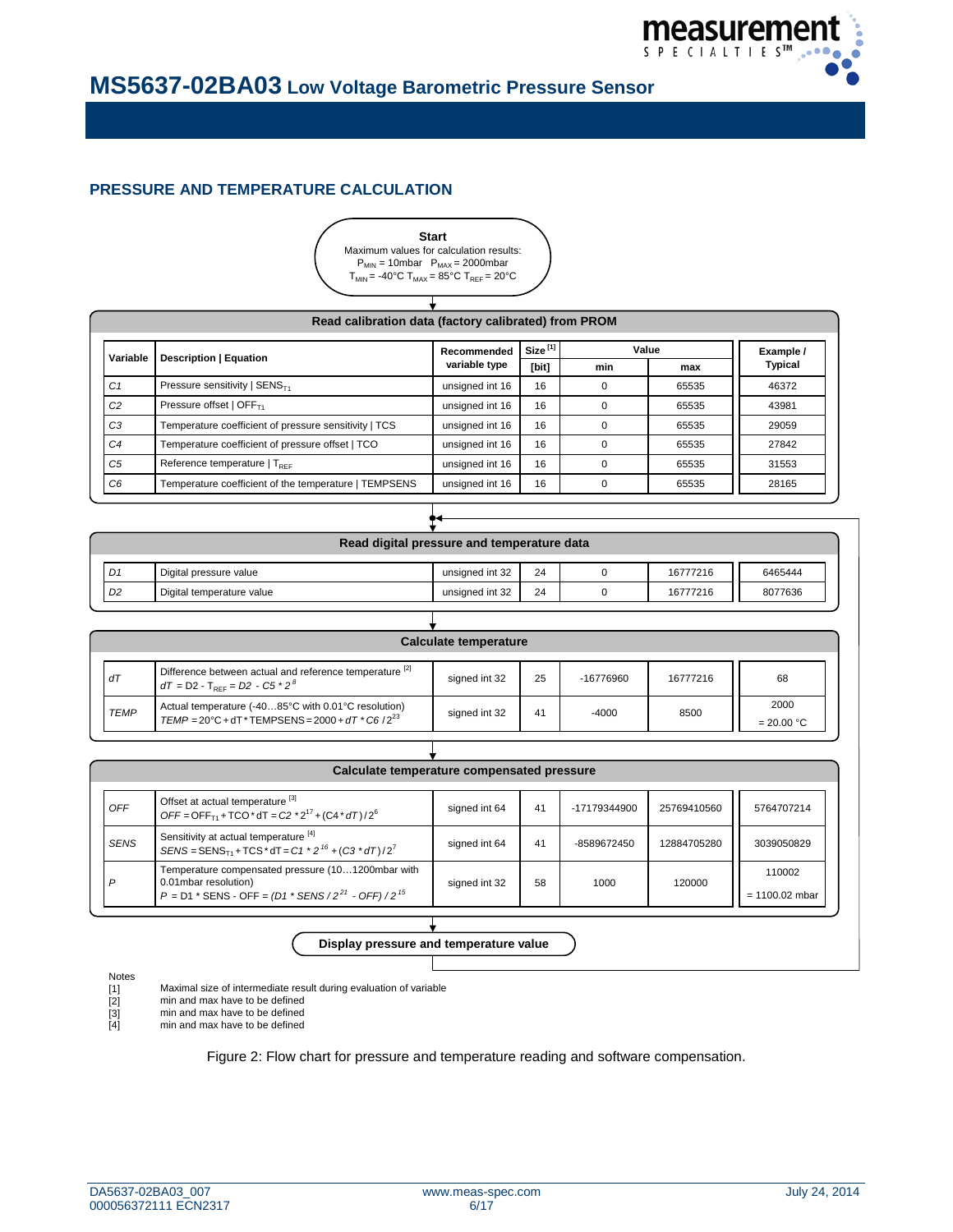## PRESSURE AND TEMPERATURE CALCULATION

**Start**

Maximum values for calculation results:
$P_{MIN}$ = 10mbar $P_{MAX}$ = 2000mbar
$T_{MIN}$ = -40°C $T_{MAX}$ = 85°C $T_{REF}$ = 20°C

**Read calibration data (factory calibrated) from PROM**

| Variable | Description \| Equation | Recommended variable type | Size [1] [bit] | Value min | Value max | Example / Typical |
|---|---|---|---|---|---|---|
| C1 | Pressure sensitivity \| $SENS_{T1}$ | unsigned int 16 | 16 | 0 | 65535 | 46372 |
| C2 | Pressure offset \| $OFF_{T1}$ | unsigned int 16 | 16 | 0 | 65535 | 43981 |
| C3 | Temperature coefficient of pressure sensitivity \| TCS | unsigned int 16 | 16 | 0 | 65535 | 29059 |
| C4 | Temperature coefficient of pressure offset \| TCO | unsigned int 16 | 16 | 0 | 65535 | 27842 |
| C5 | Reference temperature \| $T_{REF}$ | unsigned int 16 | 16 | 0 | 65535 | 31553 |
| C6 | Temperature coefficient of the temperature \| TEMPSENS | unsigned int 16 | 16 | 0 | 65535 | 28165 |

**Read digital pressure and temperature data**

| Variable | Description \| Equation | Recommended variable type | Size [1] [bit] | Value min | Value max | Example / Typical |
|---|---|---|---|---|---|---|
| D1 | Digital pressure value | unsigned int 32 | 24 | 0 | 16777216 | 6465444 |
| D2 | Digital temperature value | unsigned int 32 | 24 | 0 | 16777216 | 8077636 |

**Calculate temperature**

| Variable | Description \| Equation | Recommended variable type | Size [1] [bit] | Value min | Value max | Example / Typical |
|---|---|---|---|---|---|---|
| dT | Difference between actual and reference temperature [2] $dT = D2 - T_{REF} = D2 - C5 * 2^{8}$ | signed int 32 | 25 | -16776960 | 16777216 | 68 |
| TEMP | Actual temperature (-40…85°C with 0.01°C resolution) $TEMP = 20°C + dT * TEMPSENS = 2000 + dT * C6 / 2^{23}$ | signed int 32 | 41 | -4000 | 8500 | 2000 = 20.00 °C |

**Calculate temperature compensated pressure**

| Variable | Description \| Equation | Recommended variable type | Size [1] [bit] | Value min | Value max | Example / Typical |
|---|---|---|---|---|---|---|
| OFF | Offset at actual temperature [3] $OFF = OFF_{T1} + TCO * dT = C2 * 2^{17} + (C4 * dT) / 2^{6}$ | signed int 64 | 41 | -17179344900 | 25769410560 | 5764707214 |
| SENS | Sensitivity at actual temperature [4] $SENS = SENS_{T1} + TCS * dT = C1 * 2^{16} + (C3 * dT) / 2^{7}$ | signed int 64 | 41 | -8589672450 | 12884705280 | 3039050829 |
| P | Temperature compensated pressure (10…1200mbar with 0.01mbar resolution) $P = D1 * SENS - OFF = (D1 * SENS / 2^{21} - OFF) / 2^{15}$ | signed int 32 | 58 | 1000 | 120000 | 110002 = 1100.02 mbar |

**Display pressure and temperature value**

Notes
[1] Maximal size of intermediate result during evaluation of variable
[2] min and max have to be defined
[3] min and max have to be defined
[4] min and max have to be defined

Figure 2: Flow chart for pressure and temperature reading and software compensation.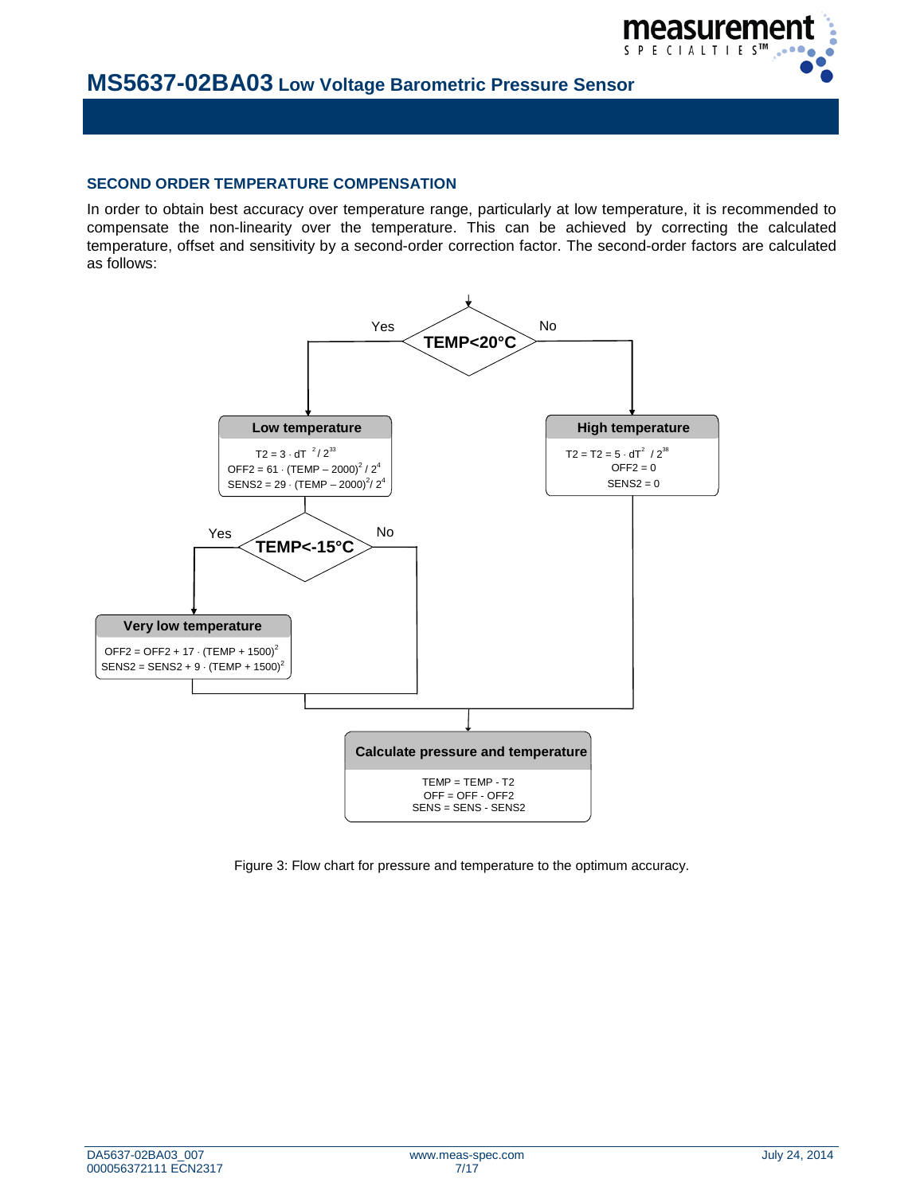## SECOND ORDER TEMPERATURE COMPENSATION

In order to obtain best accuracy over temperature range, particularly at low temperature, it is recommended to compensate the non-linearity over the temperature. This can be achieved by correcting the calculated temperature, offset and sensitivity by a second-order correction factor. The second-order factors are calculated as follows:

**TEMP<20°C**

- **Yes → Low temperature**
  - $T2 = 3 \cdot dT^2 / 2^{33}$
  - $OFF2 = 61 \cdot (TEMP - 2000)^2 / 2^4$
  - $SENS2 = 29 \cdot (TEMP - 2000)^2 / 2^4$
  - **TEMP<-15°C**
    - **Yes → Very low temperature**
      - $OFF2 = OFF2 + 17 \cdot (TEMP + 1500)^2$
      - $SENS2 = SENS2 + 9 \cdot (TEMP + 1500)^2$
    - **No**
- **No → High temperature**
  - $T2 = T2 = 5 \cdot dT^2 / 2^{38}$
  - $OFF2 = 0$
  - $SENS2 = 0$

**Calculate pressure and temperature**

- $TEMP = TEMP - T2$
- $OFF = OFF - OFF2$
- $SENS = SENS - SENS2$

Figure 3: Flow chart for pressure and temperature to the optimum accuracy.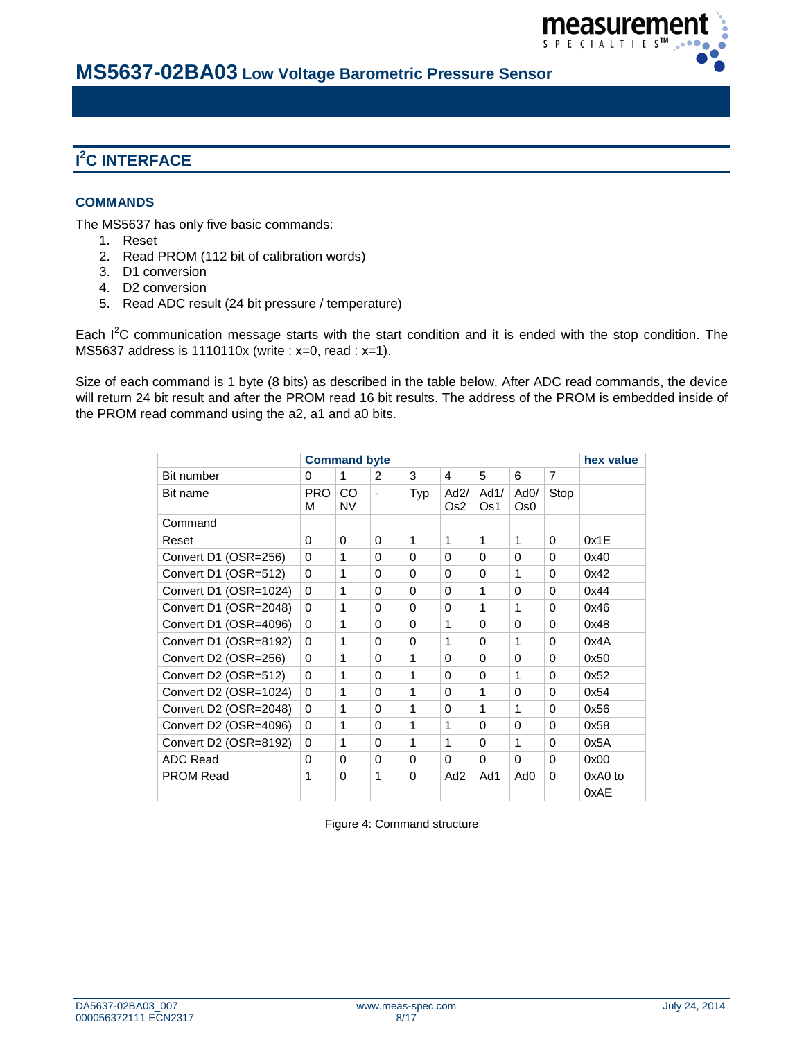## I²C INTERFACE

### COMMANDS

The MS5637 has only five basic commands:

1. Reset
2. Read PROM (112 bit of calibration words)
3. D1 conversion
4. D2 conversion
5. Read ADC result (24 bit pressure / temperature)

Each I²C communication message starts with the start condition and it is ended with the stop condition. The MS5637 address is 1110110x (write : x=0, read : x=1).

Size of each command is 1 byte (8 bits) as described in the table below. After ADC read commands, the device will return 24 bit result and after the PROM read 16 bit results. The address of the PROM is embedded inside of the PROM read command using the a2, a1 and a0 bits.

| | Command byte | | | | | | | | hex value |
|---|---|---|---|---|---|---|---|---|---|
| Bit number | 0 | 1 | 2 | 3 | 4 | 5 | 6 | 7 | |
| Bit name | PROM | CONV | - | Typ | Ad2/ Os2 | Ad1/ Os1 | Ad0/ Os0 | Stop | |
| Command | | | | | | | | | |
| Reset | 0 | 0 | 0 | 1 | 1 | 1 | 1 | 0 | 0x1E |
| Convert D1 (OSR=256) | 0 | 1 | 0 | 0 | 0 | 0 | 0 | 0 | 0x40 |
| Convert D1 (OSR=512) | 0 | 1 | 0 | 0 | 0 | 0 | 1 | 0 | 0x42 |
| Convert D1 (OSR=1024) | 0 | 1 | 0 | 0 | 0 | 1 | 0 | 0 | 0x44 |
| Convert D1 (OSR=2048) | 0 | 1 | 0 | 0 | 0 | 1 | 1 | 0 | 0x46 |
| Convert D1 (OSR=4096) | 0 | 1 | 0 | 0 | 1 | 0 | 0 | 0 | 0x48 |
| Convert D1 (OSR=8192) | 0 | 1 | 0 | 0 | 1 | 0 | 1 | 0 | 0x4A |
| Convert D2 (OSR=256) | 0 | 1 | 0 | 1 | 0 | 0 | 0 | 0 | 0x50 |
| Convert D2 (OSR=512) | 0 | 1 | 0 | 1 | 0 | 0 | 1 | 0 | 0x52 |
| Convert D2 (OSR=1024) | 0 | 1 | 0 | 1 | 0 | 1 | 0 | 0 | 0x54 |
| Convert D2 (OSR=2048) | 0 | 1 | 0 | 1 | 0 | 1 | 1 | 0 | 0x56 |
| Convert D2 (OSR=4096) | 0 | 1 | 0 | 1 | 1 | 0 | 0 | 0 | 0x58 |
| Convert D2 (OSR=8192) | 0 | 1 | 0 | 1 | 1 | 0 | 1 | 0 | 0x5A |
| ADC Read | 0 | 0 | 0 | 0 | 0 | 0 | 0 | 0 | 0x00 |
| PROM Read | 1 | 0 | 1 | 0 | Ad2 | Ad1 | Ad0 | 0 | 0xA0 to 0xAE |

Figure 4: Command structure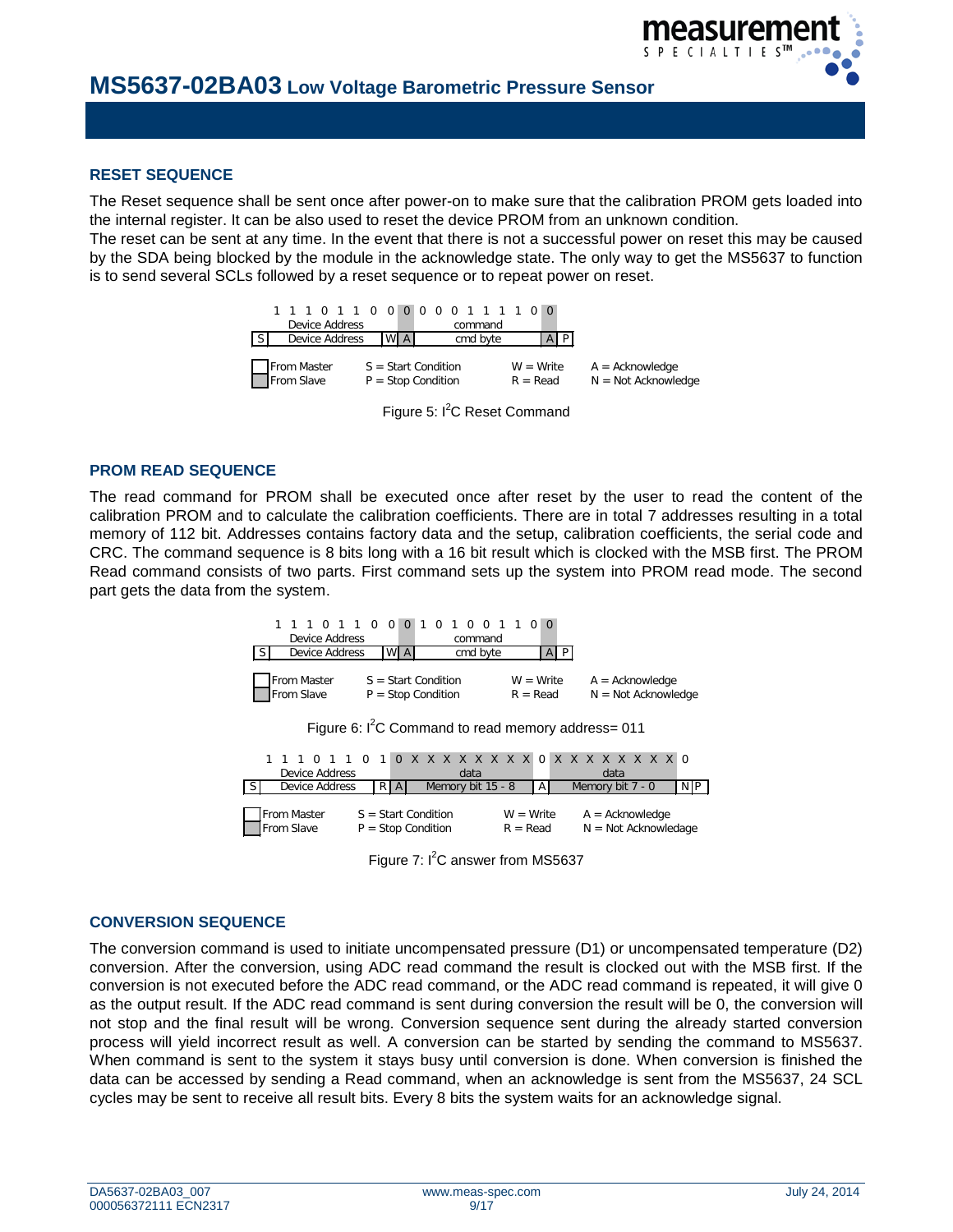## RESET SEQUENCE

The Reset sequence shall be sent once after power-on to make sure that the calibration PROM gets loaded into the internal register. It can be also used to reset the device PROM from an unknown condition.
The reset can be sent at any time. In the event that there is not a successful power on reset this may be caused by the SDA being blocked by the module in the acknowledge state. The only way to get the MS5637 to function is to send several SCLs followed by a reset sequence or to repeat power on reset.

| | 1 1 1 0 1 1 0 | 0 | 0 | 0 0 0 1 1 1 1 0 | 0 | |
|---|---|---|---|---|---|---|
| | Device Address | | | command | | |
| S | Device Address | W | A | cmd byte | A | P |

From Master / From Slave — S = Start Condition, P = Stop Condition — W = Write, R = Read — A = Acknowledge, N = Not Acknowledge

Figure 5: I²C Reset Command

## PROM READ SEQUENCE

The read command for PROM shall be executed once after reset by the user to read the content of the calibration PROM and to calculate the calibration coefficients. There are in total 7 addresses resulting in a total memory of 112 bit. Addresses contains factory data and the setup, calibration coefficients, the serial code and CRC. The command sequence is 8 bits long with a 16 bit result which is clocked with the MSB first. The PROM Read command consists of two parts. First command sets up the system into PROM read mode. The second part gets the data from the system.

| | 1 1 1 0 1 1 0 | 0 | 0 | 1 0 1 0 0 1 1 0 | 0 | |
|---|---|---|---|---|---|---|
| | Device Address | | | command | | |
| S | Device Address | W | A | cmd byte | A | P |

From Master / From Slave — S = Start Condition, P = Stop Condition — W = Write, R = Read — A = Acknowledge, N = Not Acknowledge

Figure 6: I²C Command to read memory address= 011

| | 1 1 1 0 1 1 0 | 1 | 0 | X X X X X X X X | 0 | X X X X X X X X | 0 | |
|---|---|---|---|---|---|---|---|---|
| | Device Address | | | data | | data | | |
| S | Device Address | R | A | Memory bit 15 - 8 | A | Memory bit 7 - 0 | N | P |

From Master / From Slave — S = Start Condition, P = Stop Condition — W = Write, R = Read — A = Acknowledge, N = Not Acknowledge

Figure 7: I²C answer from MS5637

## CONVERSION SEQUENCE

The conversion command is used to initiate uncompensated pressure (D1) or uncompensated temperature (D2) conversion. After the conversion, using ADC read command the result is clocked out with the MSB first. If the conversion is not executed before the ADC read command, or the ADC read command is repeated, it will give 0 as the output result. If the ADC read command is sent during conversion the result will be 0, the conversion will not stop and the final result will be wrong. Conversion sequence sent during the already started conversion process will yield incorrect result as well. A conversion can be started by sending the command to MS5637. When command is sent to the system it stays busy until conversion is done. When conversion is finished the data can be accessed by sending a Read command, when an acknowledge is sent from the MS5637, 24 SCL cycles may be sent to receive all result bits. Every 8 bits the system waits for an acknowledge signal.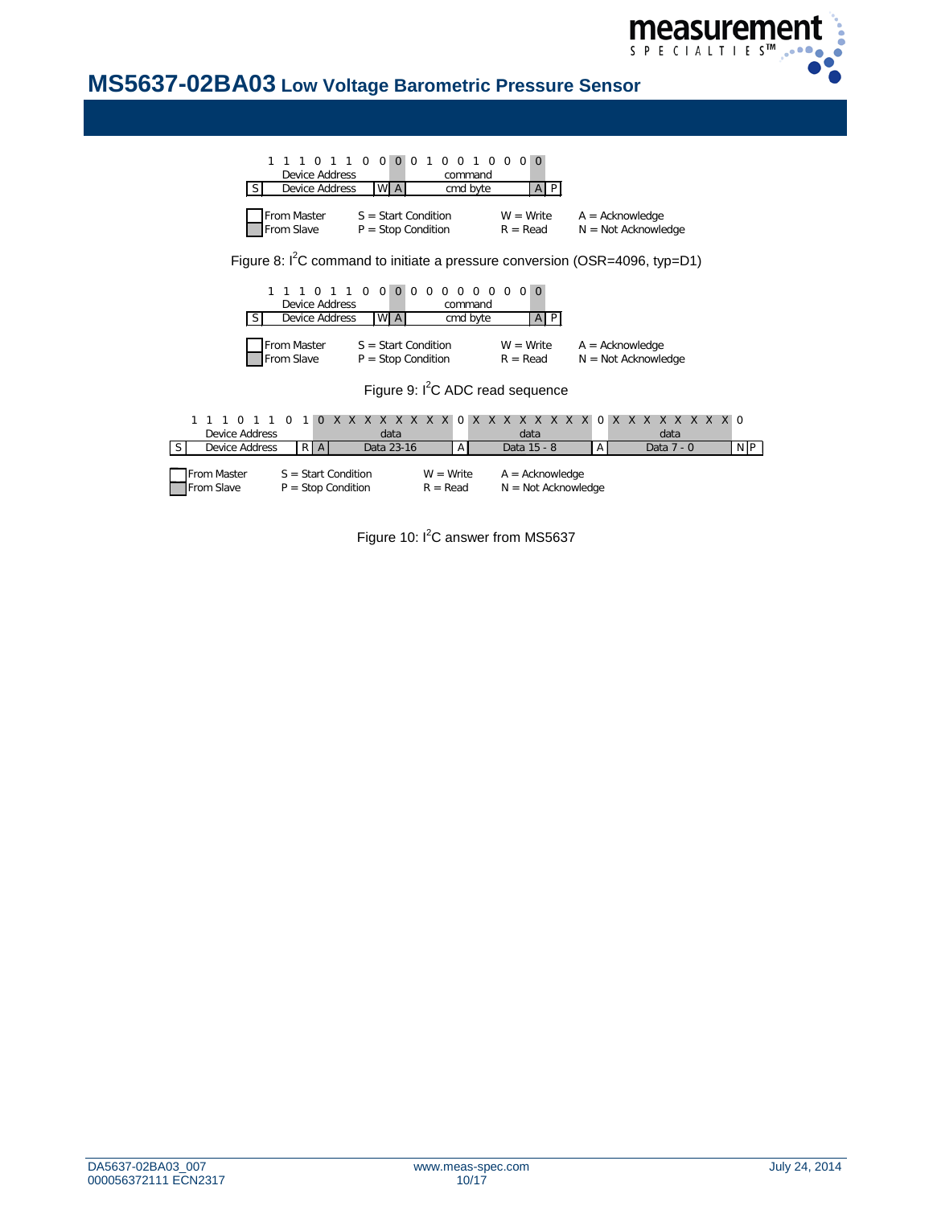| 1 1 1 0 1 1 0 0 | 0 | 0 1 0 0 1 0 0 0 | 0 | |
|---|---|---|---|---|
| Device Address | | command | | |
| S Device Address | W A | cmd byte | A | P |

From Master   S = Start Condition   W = Write   A = Acknowledge
From Slave   P = Stop Condition   R = Read   N = Not Acknowledge

Figure 8: I$^2$C command to initiate a pressure conversion (OSR=4096, typ=D1)

| 1 1 1 0 1 1 0 0 | 0 | 0 0 0 0 0 0 0 0 | 0 | |
|---|---|---|---|---|
| Device Address | | command | | |
| S Device Address | W A | cmd byte | A | P |

From Master   S = Start Condition   W = Write   A = Acknowledge
From Slave   P = Stop Condition   R = Read   N = Not Acknowledge

Figure 9: I$^2$C ADC read sequence

| 1 1 1 0 1 1 0 1 | 0 | X X X X X X X X | 0 | X X X X X X X X | 0 | X X X X X X X X | 0 | |
|---|---|---|---|---|---|---|---|---|
| Device Address | | data | | data | | data | | |
| S Device Address | R A | Data 23-16 | A | Data 15 - 8 | A | Data 7 - 0 | N | P |

From Master   S = Start Condition   W = Write   A = Acknowledge
From Slave   P = Stop Condition   R = Read   N = Not Acknowledge

Figure 10: I$^2$C answer from MS5637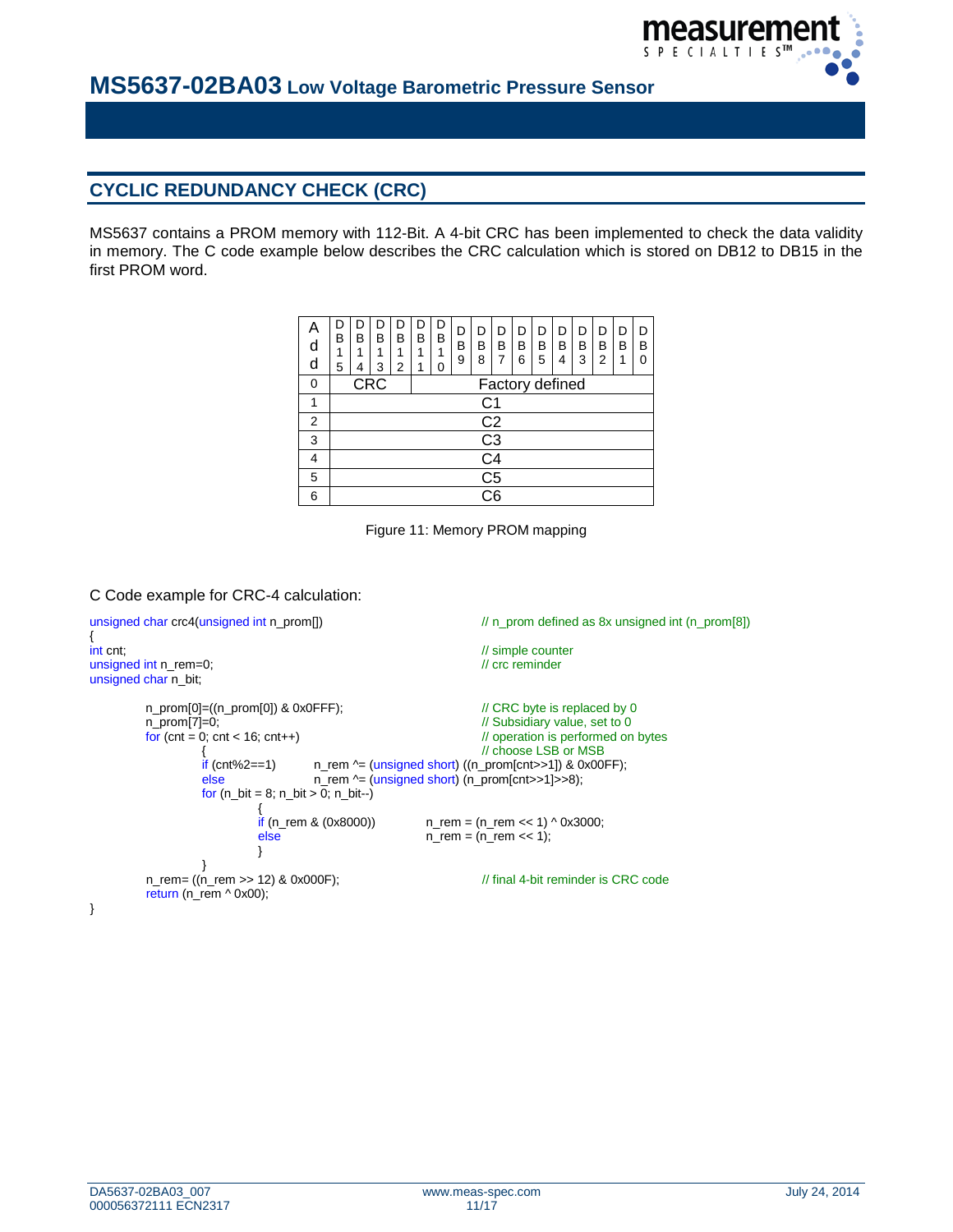## CYCLIC REDUNDANCY CHECK (CRC)

MS5637 contains a PROM memory with 112-Bit. A 4-bit CRC has been implemented to check the data validity in memory. The C code example below describes the CRC calculation which is stored on DB12 to DB15 in the first PROM word.

| Add | DB15 | DB14 | DB13 | DB12 | DB11 | DB10 | DB9 | DB8 | DB7 | DB6 | DB5 | DB4 | DB3 | DB2 | DB1 | DB0 |
|---|---|---|---|---|---|---|---|---|---|---|---|---|---|---|---|---|
| 0 | CRC | | | | Factory defined | | | | | | | | | | | |
| 1 | C1 | | | | | | | | | | | | | | | |
| 2 | C2 | | | | | | | | | | | | | | | |
| 3 | C3 | | | | | | | | | | | | | | | |
| 4 | C4 | | | | | | | | | | | | | | | |
| 5 | C5 | | | | | | | | | | | | | | | |
| 6 | C6 | | | | | | | | | | | | | | | |

Figure 11: Memory PROM mapping

C Code example for CRC-4 calculation:

```
unsigned char crc4(unsigned int n_prom[])                  // n_prom defined as 8x unsigned int (n_prom[8])
{
int cnt;                                                   // simple counter
unsigned int n_rem=0;                                      // crc reminder
unsigned char n_bit;

        n_prom[0]=((n_prom[0]) & 0x0FFF);                  // CRC byte is replaced by 0
        n_prom[7]=0;                                       // Subsidiary value, set to 0
        for (cnt = 0; cnt < 16; cnt++)                     // operation is performed on bytes
                {                                          // choose LSB or MSB
                if (cnt%2==1)       n_rem ^= (unsigned short) ((n_prom[cnt>>1]) & 0x00FF);
                else                n_rem ^= (unsigned short) (n_prom[cnt>>1]>>8);
                for (n_bit = 8; n_bit > 0; n_bit--)
                        {
                        if (n_rem & (0x8000))       n_rem = (n_rem << 1) ^ 0x3000;
                        else                        n_rem = (n_rem << 1);
                        }
                }
        n_rem= ((n_rem >> 12) & 0x000F);                   // final 4-bit reminder is CRC code
        return (n_rem ^ 0x00);
}
```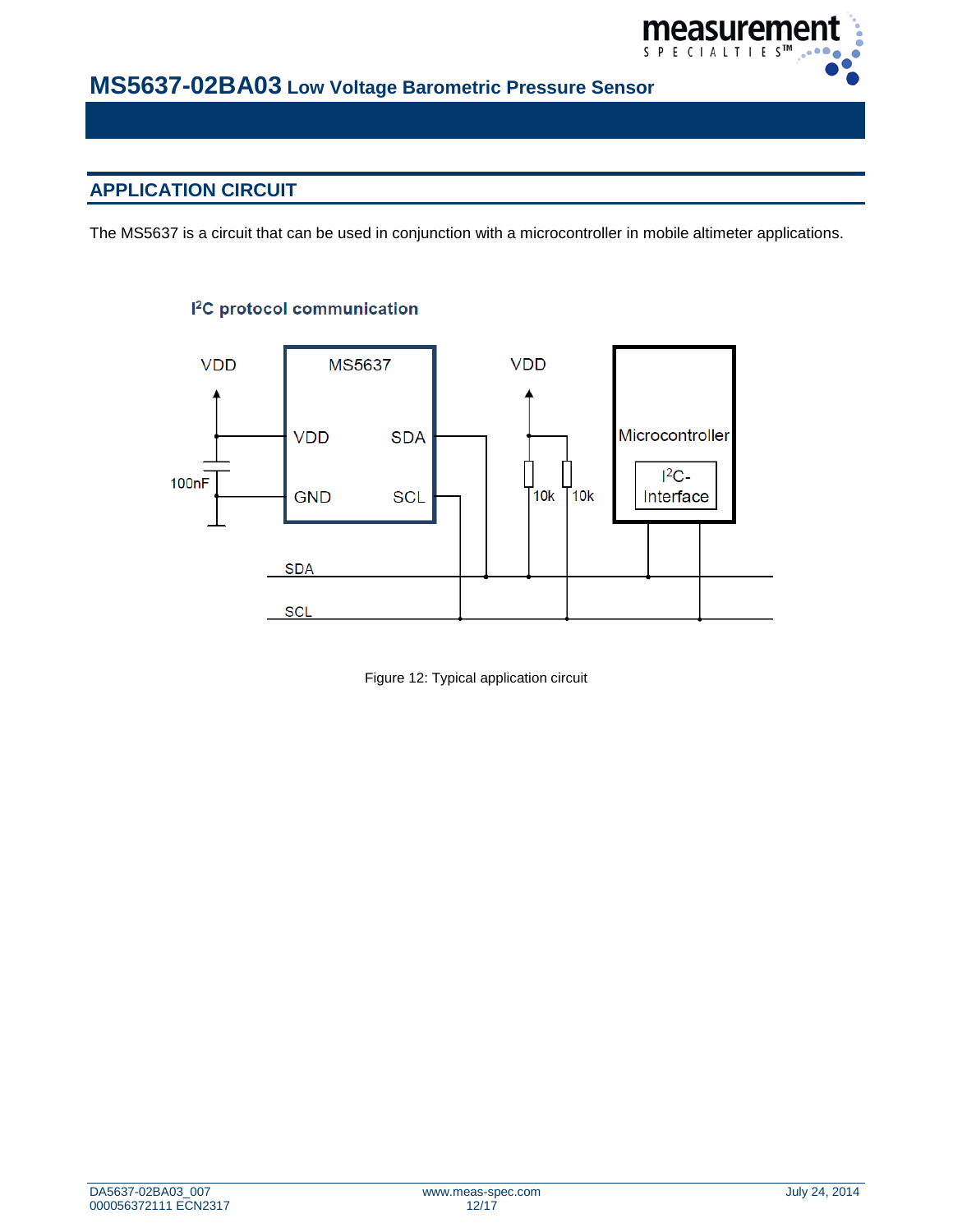## APPLICATION CIRCUIT

The MS5637 is a circuit that can be used in conjunction with a microcontroller in mobile altimeter applications.

**I²C protocol communication**

Figure 12: Typical application circuit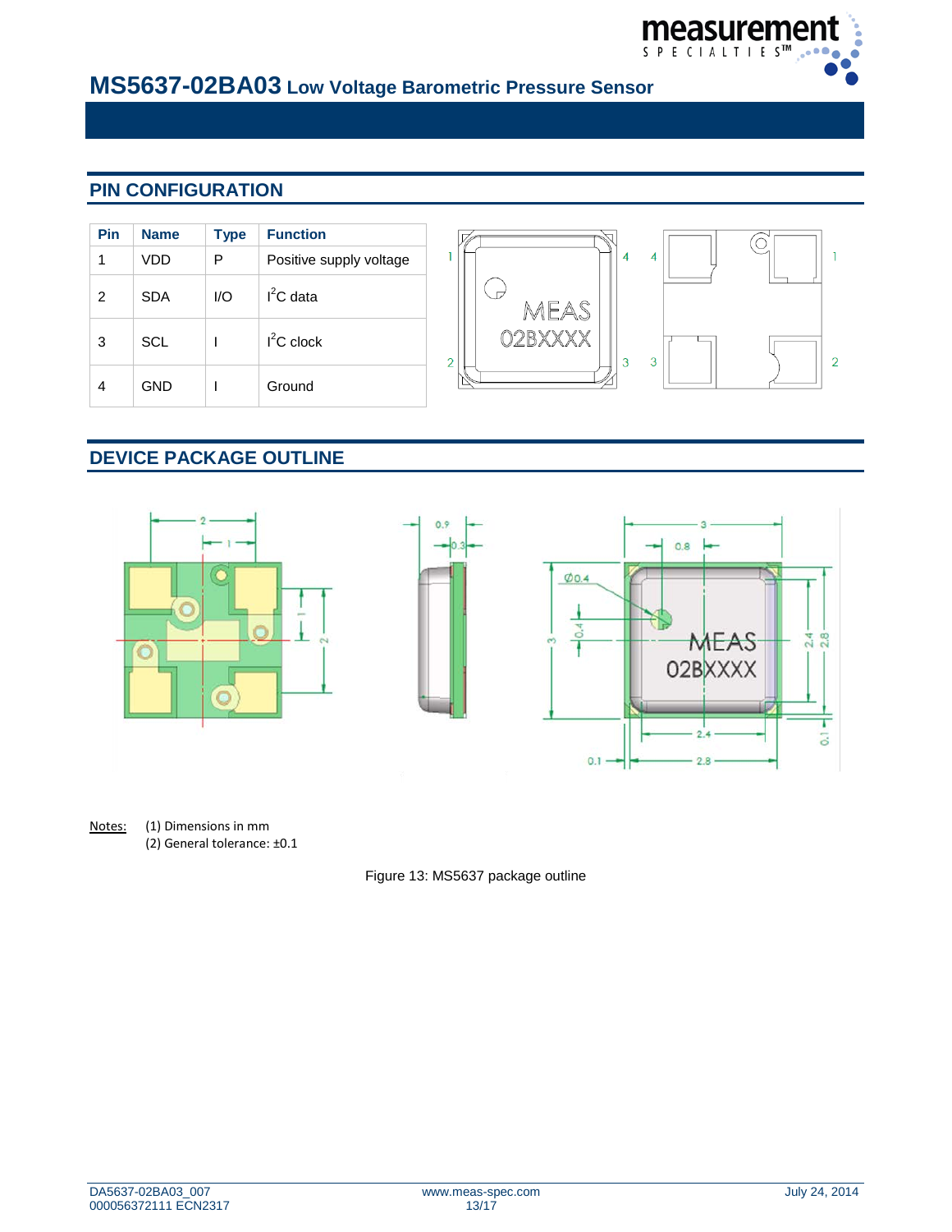## PIN CONFIGURATION

| Pin | Name | Type | Function |
|---|---|---|---|
| 1 | VDD | P | Positive supply voltage |
| 2 | SDA | I/O | $I^2C$ data |
| 3 | SCL | I | $I^2C$ clock |
| 4 | GND | I | Ground |

## DEVICE PACKAGE OUTLINE

Notes: (1) Dimensions in mm
(2) General tolerance: ±0.1

Figure 13: MS5637 package outline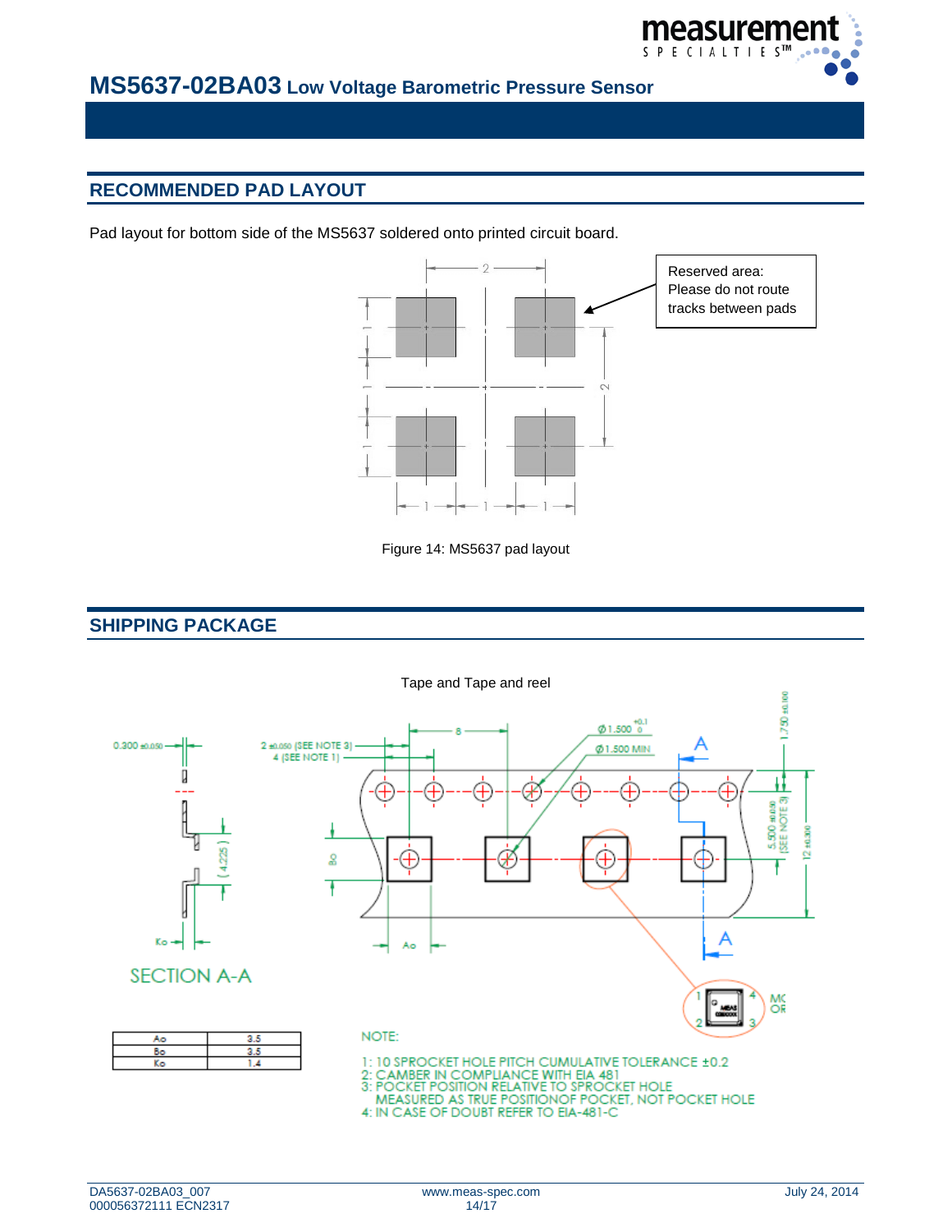## RECOMMENDED PAD LAYOUT

Pad layout for bottom side of the MS5637 soldered onto printed circuit board.

Reserved area: Please do not route tracks between pads

Figure 14: MS5637 pad layout

## SHIPPING PACKAGE

Tape and Tape and reel

SECTION A-A

| Ao | 3.5 |
|---|---|
| Bo | 3.5 |
| Ko | 1.4 |

NOTE:

1: 10 SPROCKET HOLE PITCH CUMULATIVE TOLERANCE ±0.2
2: CAMBER IN COMPLIANCE WITH EIA 481
3: POCKET POSITION RELATIVE TO SPROCKET HOLE MEASURED AS TRUE POSITIONOF POCKET, NOT POCKET HOLE
4: IN CASE OF DOUBT REFER TO EIA-481-C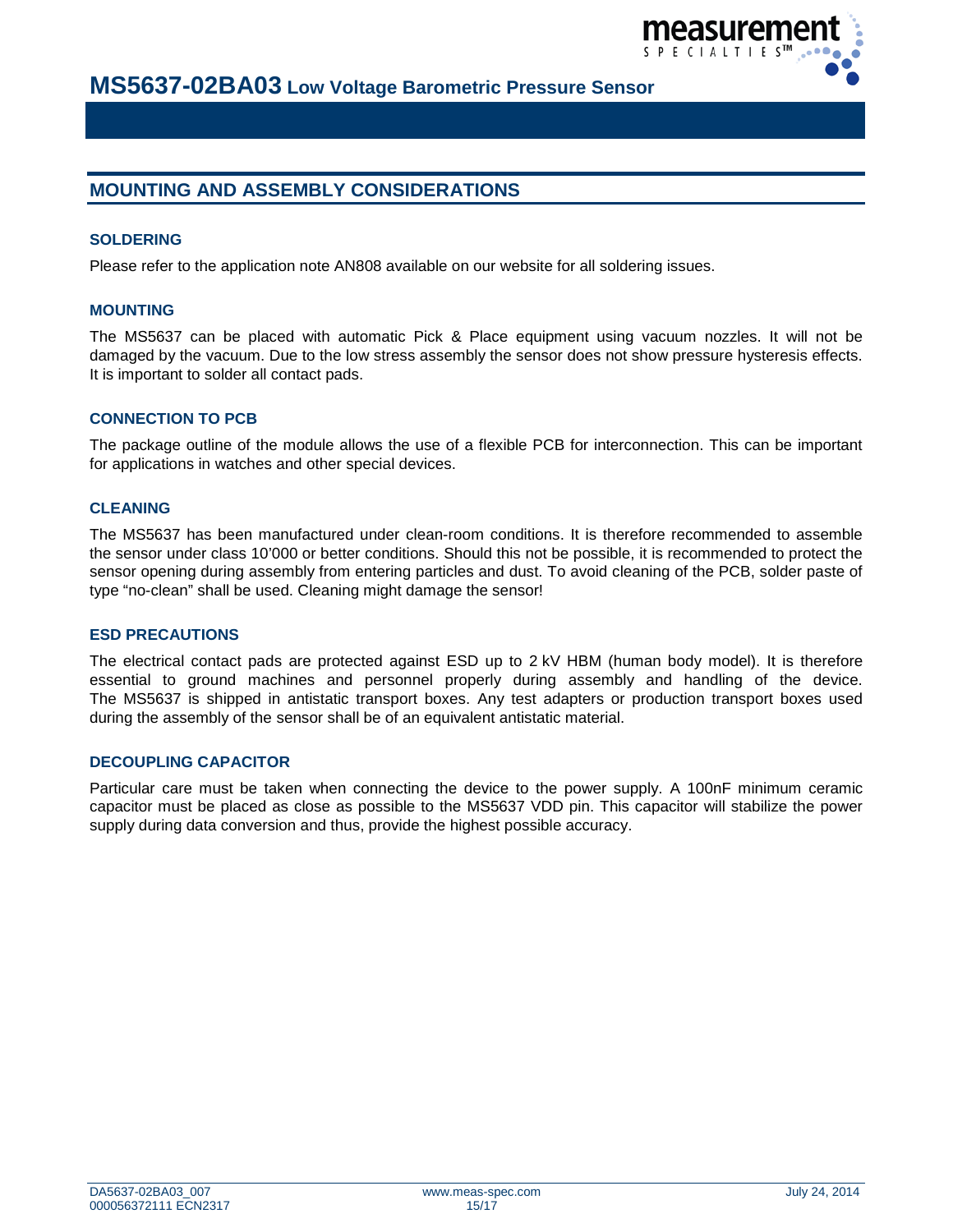## MOUNTING AND ASSEMBLY CONSIDERATIONS

### SOLDERING

Please refer to the application note AN808 available on our website for all soldering issues.

### MOUNTING

The MS5637 can be placed with automatic Pick & Place equipment using vacuum nozzles. It will not be damaged by the vacuum. Due to the low stress assembly the sensor does not show pressure hysteresis effects. It is important to solder all contact pads.

### CONNECTION TO PCB

The package outline of the module allows the use of a flexible PCB for interconnection. This can be important for applications in watches and other special devices.

### CLEANING

The MS5637 has been manufactured under clean-room conditions. It is therefore recommended to assemble the sensor under class 10'000 or better conditions. Should this not be possible, it is recommended to protect the sensor opening during assembly from entering particles and dust. To avoid cleaning of the PCB, solder paste of type "no-clean" shall be used. Cleaning might damage the sensor!

### ESD PRECAUTIONS

The electrical contact pads are protected against ESD up to 2 kV HBM (human body model). It is therefore essential to ground machines and personnel properly during assembly and handling of the device. The MS5637 is shipped in antistatic transport boxes. Any test adapters or production transport boxes used during the assembly of the sensor shall be of an equivalent antistatic material.

### DECOUPLING CAPACITOR

Particular care must be taken when connecting the device to the power supply. A 100nF minimum ceramic capacitor must be placed as close as possible to the MS5637 VDD pin. This capacitor will stabilize the power supply during data conversion and thus, provide the highest possible accuracy.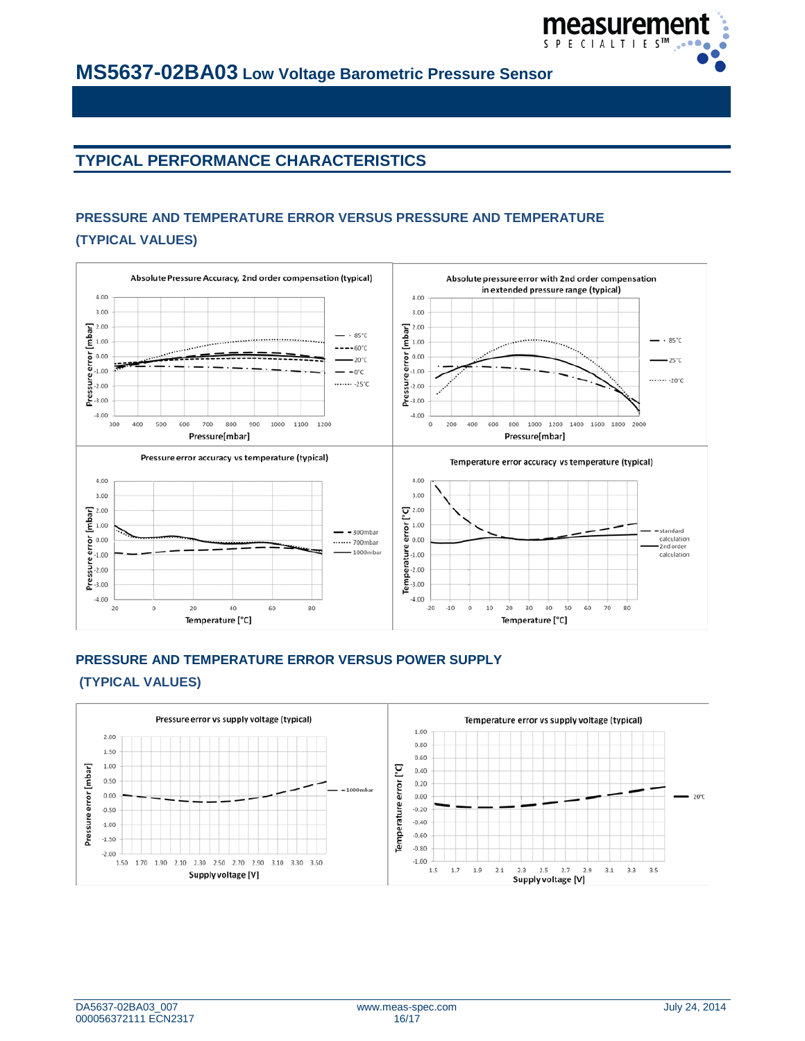## TYPICAL PERFORMANCE CHARACTERISTICS

### PRESSURE AND TEMPERATURE ERROR VERSUS PRESSURE AND TEMPERATURE (TYPICAL VALUES)

Absolute Pressure Accuracy, 2nd order compensation (typical)

Absolute pressure error with 2nd order compensation in extended pressure range (typical)

Pressure error accuracy vs temperature (typical)

Temperature error accuracy vs temperature (typical)

### PRESSURE AND TEMPERATURE ERROR VERSUS POWER SUPPLY (TYPICAL VALUES)

Pressure error vs supply voltage (typical)

Temperature error vs supply voltage (typical)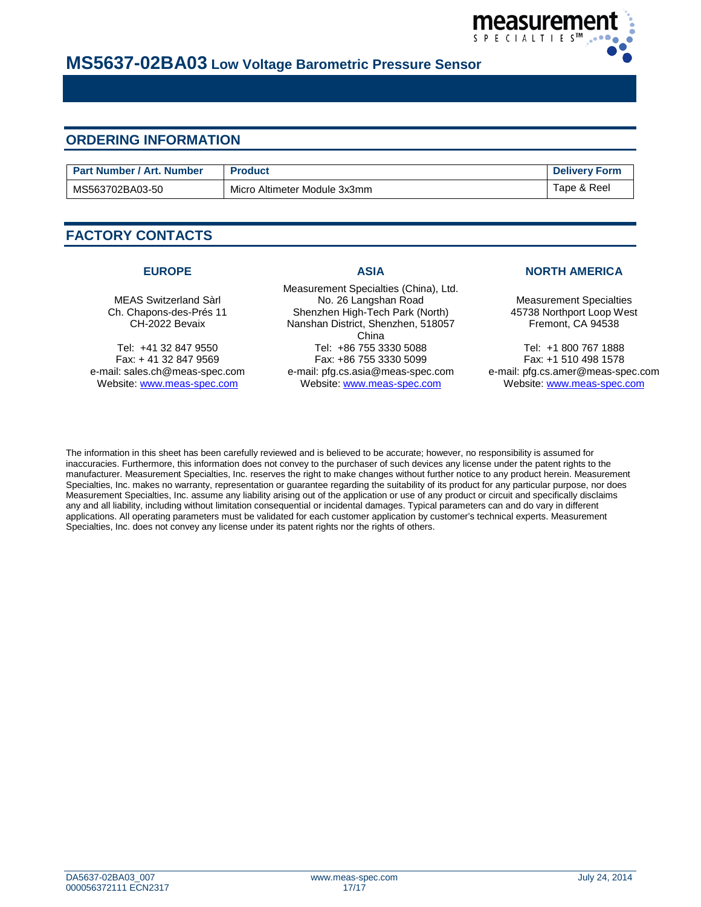## ORDERING INFORMATION

| Part Number / Art. Number | Product | Delivery Form |
|---|---|---|
| MS563702BA03-50 | Micro Altimeter Module 3x3mm | Tape & Reel |

## FACTORY CONTACTS

### EUROPE

MEAS Switzerland Sàrl
Ch. Chapons-des-Prés 11
CH-2022 Bevaix

Tel: +41 32 847 9550
Fax: + 41 32 847 9569
e-mail: sales.ch@meas-spec.com
Website: www.meas-spec.com

### ASIA

Measurement Specialties (China), Ltd.
No. 26 Langshan Road
Shenzhen High-Tech Park (North)
Nanshan District, Shenzhen, 518057
China
Tel: +86 755 3330 5088
Fax: +86 755 3330 5099
e-mail: pfg.cs.asia@meas-spec.com
Website: www.meas-spec.com

### NORTH AMERICA

Measurement Specialties
45738 Northport Loop West
Fremont, CA 94538

Tel: +1 800 767 1888
Fax: +1 510 498 1578
e-mail: pfg.cs.amer@meas-spec.com
Website: www.meas-spec.com

The information in this sheet has been carefully reviewed and is believed to be accurate; however, no responsibility is assumed for inaccuracies. Furthermore, this information does not convey to the purchaser of such devices any license under the patent rights to the manufacturer. Measurement Specialties, Inc. reserves the right to make changes without further notice to any product herein. Measurement Specialties, Inc. makes no warranty, representation or guarantee regarding the suitability of its product for any particular purpose, nor does Measurement Specialties, Inc. assume any liability arising out of the application or use of any product or circuit and specifically disclaims any and all liability, including without limitation consequential or incidental damages. Typical parameters can and do vary in different applications. All operating parameters must be validated for each customer application by customer's technical experts. Measurement Specialties, Inc. does not convey any license under its patent rights nor the rights of others.